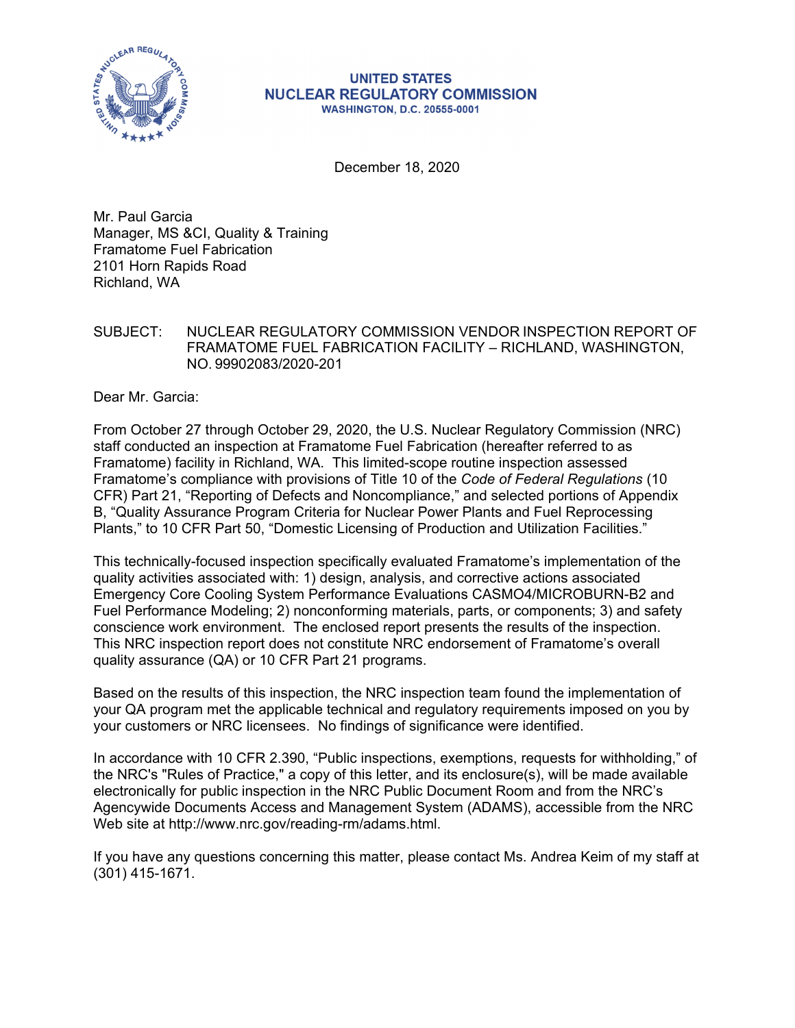**UNITED STATES**
**NUCLEAR REGULATORY COMMISSION**
**WASHINGTON, D.C. 20555-0001**

December 18, 2020

Mr. Paul Garcia
Manager, MS &CI, Quality & Training
Framatome Fuel Fabrication
2101 Horn Rapids Road
Richland, WA

SUBJECT: NUCLEAR REGULATORY COMMISSION VENDOR INSPECTION REPORT OF FRAMATOME FUEL FABRICATION FACILITY – RICHLAND, WASHINGTON, NO. 99902083/2020-201

Dear Mr. Garcia:

From October 27 through October 29, 2020, the U.S. Nuclear Regulatory Commission (NRC) staff conducted an inspection at Framatome Fuel Fabrication (hereafter referred to as Framatome) facility in Richland, WA. This limited-scope routine inspection assessed Framatome's compliance with provisions of Title 10 of the *Code of Federal Regulations* (10 CFR) Part 21, "Reporting of Defects and Noncompliance," and selected portions of Appendix B, "Quality Assurance Program Criteria for Nuclear Power Plants and Fuel Reprocessing Plants," to 10 CFR Part 50, "Domestic Licensing of Production and Utilization Facilities."

This technically-focused inspection specifically evaluated Framatome's implementation of the quality activities associated with: 1) design, analysis, and corrective actions associated Emergency Core Cooling System Performance Evaluations CASMO4/MICROBURN-B2 and Fuel Performance Modeling; 2) nonconforming materials, parts, or components; 3) and safety conscience work environment. The enclosed report presents the results of the inspection. This NRC inspection report does not constitute NRC endorsement of Framatome's overall quality assurance (QA) or 10 CFR Part 21 programs.

Based on the results of this inspection, the NRC inspection team found the implementation of your QA program met the applicable technical and regulatory requirements imposed on you by your customers or NRC licensees. No findings of significance were identified.

In accordance with 10 CFR 2.390, "Public inspections, exemptions, requests for withholding," of the NRC's "Rules of Practice," a copy of this letter, and its enclosure(s), will be made available electronically for public inspection in the NRC Public Document Room and from the NRC's Agencywide Documents Access and Management System (ADAMS), accessible from the NRC Web site at http://www.nrc.gov/reading-rm/adams.html.

If you have any questions concerning this matter, please contact Ms. Andrea Keim of my staff at (301) 415-1671.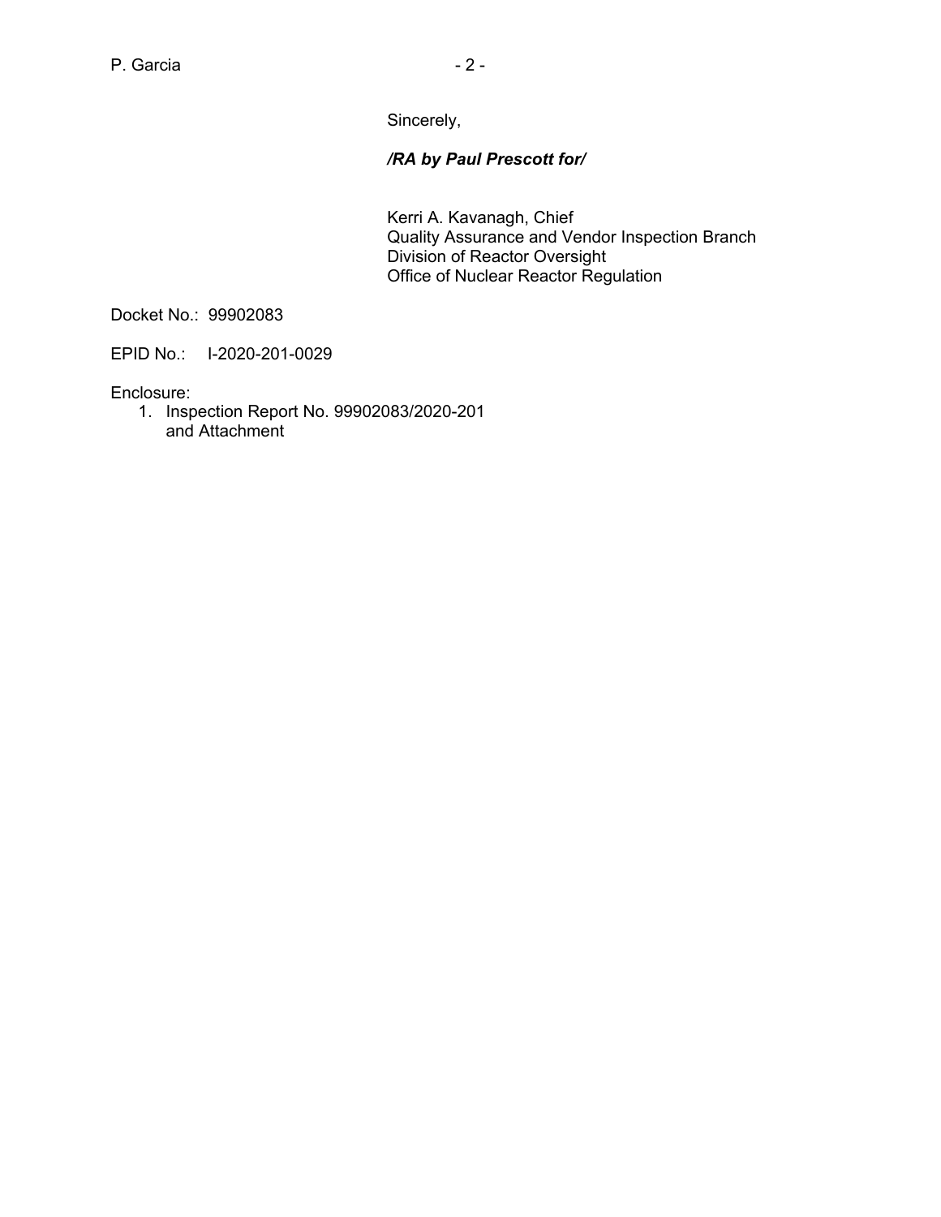Sincerely,

***/RA by Paul Prescott for/***

Kerri A. Kavanagh, Chief
Quality Assurance and Vendor Inspection Branch
Division of Reactor Oversight
Office of Nuclear Reactor Regulation

Docket No.: 99902083

EPID No.: I-2020-201-0029

Enclosure:

1. Inspection Report No. 99902083/2020-201
   and Attachment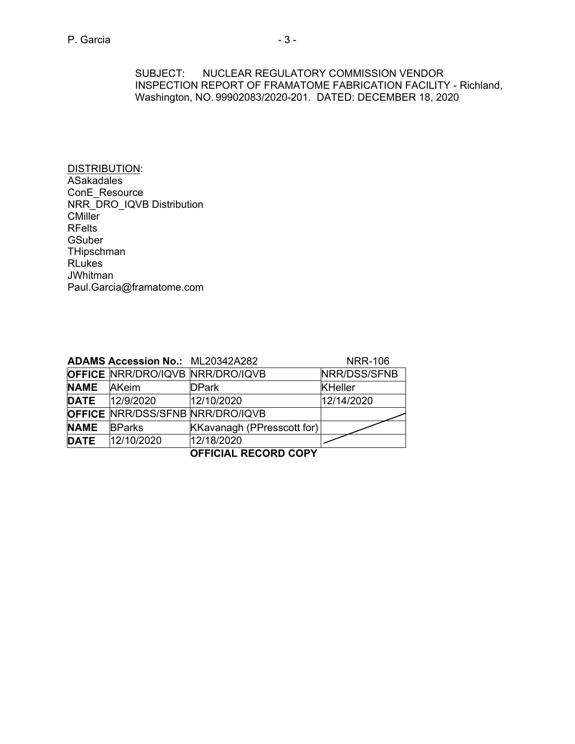SUBJECT: NUCLEAR REGULATORY COMMISSION VENDOR INSPECTION REPORT OF FRAMATOME FABRICATION FACILITY - Richland, Washington, NO. 99902083/2020-201. DATED: DECEMBER 18, 2020

DISTRIBUTION:
ASakadales
ConE_Resource
NRR_DRO_IQVB Distribution
CMiller
RFelts
GSuber
THipschman
RLukes
JWhitman
Paul.Garcia@framatome.com

**ADAMS Accession No.:** ML20342A282 NRR-106

| **OFFICE** | NRR/DRO/IQVB | NRR/DRO/IQVB | NRR/DSS/SFNB |
|---|---|---|---|
| **NAME** | AKeim | DPark | KHeller |
| **DATE** | 12/9/2020 | 12/10/2020 | 12/14/2020 |
| **OFFICE** | NRR/DSS/SFNB | NRR/DRO/IQVB | |
| **NAME** | BParks | KKavanagh (PPresscott for) | |
| **DATE** | 12/10/2020 | 12/18/2020 | |

**OFFICIAL RECORD COPY**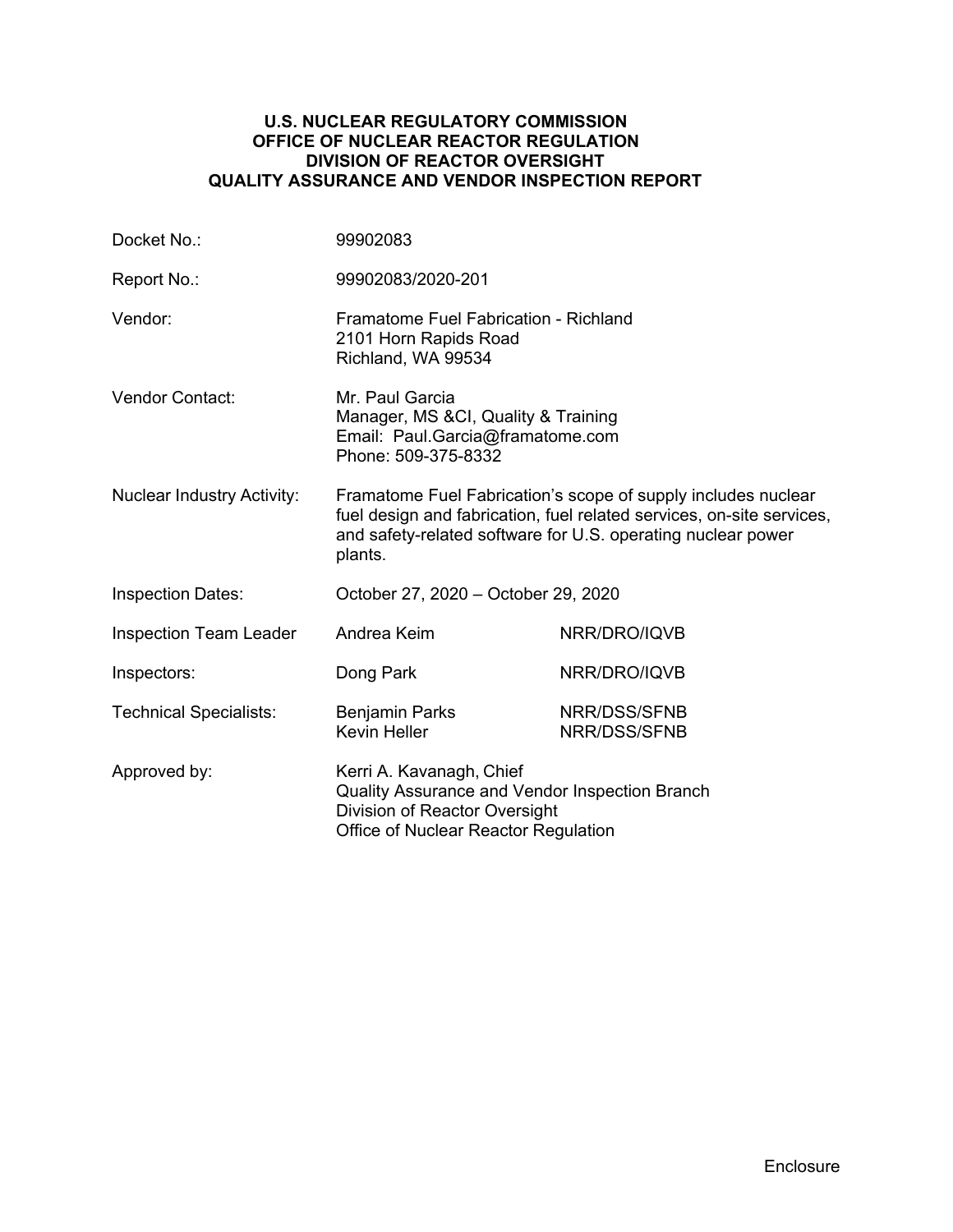**U.S. NUCLEAR REGULATORY COMMISSION**
**OFFICE OF NUCLEAR REACTOR REGULATION**
**DIVISION OF REACTOR OVERSIGHT**
**QUALITY ASSURANCE AND VENDOR INSPECTION REPORT**

| | | |
|---|---|---|
| Docket No.: | 99902083 | |
| Report No.: | 99902083/2020-201 | |
| Vendor: | Framatome Fuel Fabrication - Richland<br>2101 Horn Rapids Road<br>Richland, WA 99534 | |
| Vendor Contact: | Mr. Paul Garcia<br>Manager, MS &CI, Quality & Training<br>Email: Paul.Garcia@framatome.com<br>Phone: 509-375-8332 | |
| Nuclear Industry Activity: | Framatome Fuel Fabrication's scope of supply includes nuclear fuel design and fabrication, fuel related services, on-site services, and safety-related software for U.S. operating nuclear power plants. | |
| Inspection Dates: | October 27, 2020 – October 29, 2020 | |
| Inspection Team Leader | Andrea Keim | NRR/DRO/IQVB |
| Inspectors: | Dong Park | NRR/DRO/IQVB |
| Technical Specialists: | Benjamin Parks<br>Kevin Heller | NRR/DSS/SFNB<br>NRR/DSS/SFNB |
| Approved by: | Kerri A. Kavanagh, Chief<br>Quality Assurance and Vendor Inspection Branch<br>Division of Reactor Oversight<br>Office of Nuclear Reactor Regulation | |

Enclosure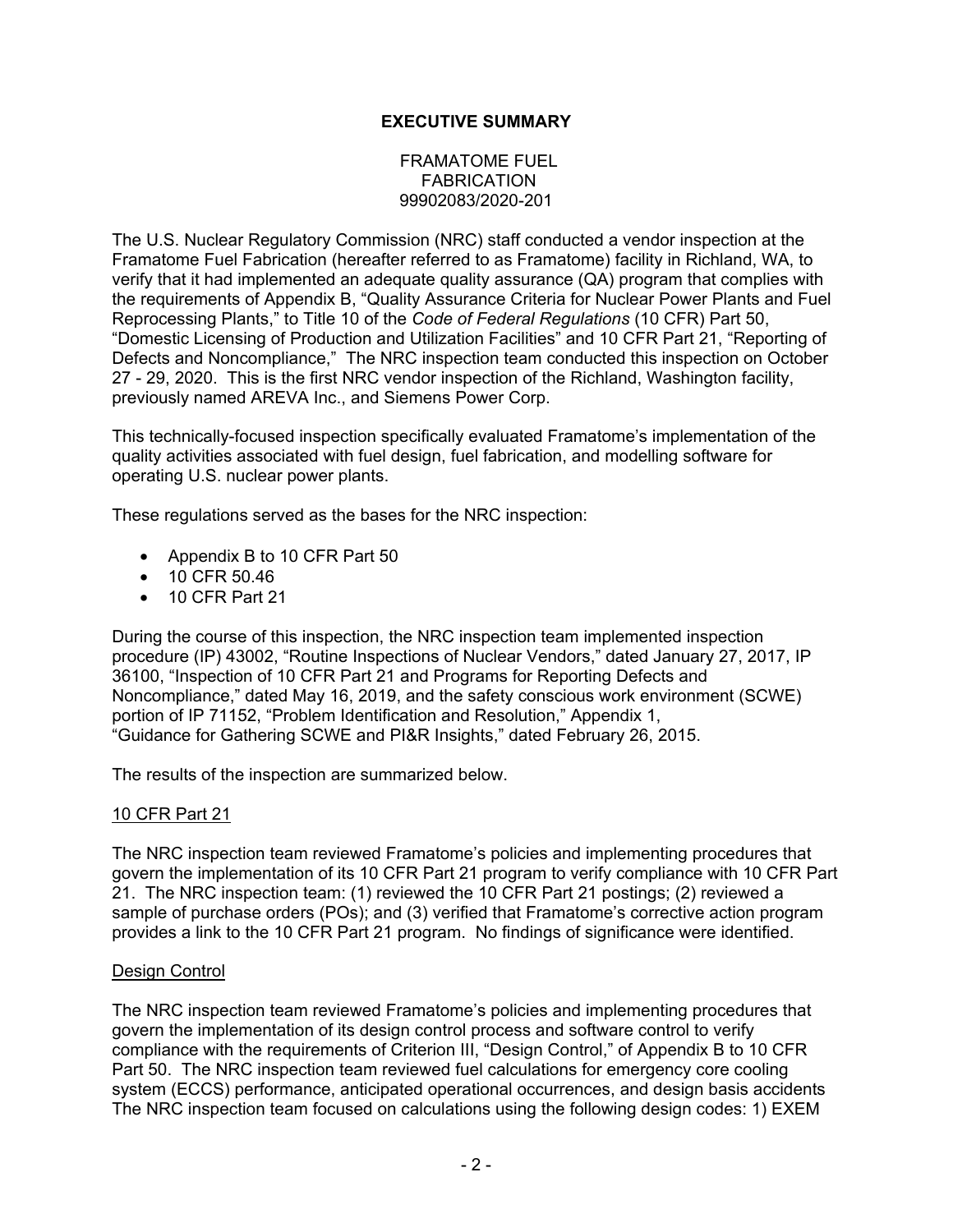## EXECUTIVE SUMMARY

FRAMATOME FUEL
FABRICATION
99902083/2020-201

The U.S. Nuclear Regulatory Commission (NRC) staff conducted a vendor inspection at the Framatome Fuel Fabrication (hereafter referred to as Framatome) facility in Richland, WA, to verify that it had implemented an adequate quality assurance (QA) program that complies with the requirements of Appendix B, "Quality Assurance Criteria for Nuclear Power Plants and Fuel Reprocessing Plants," to Title 10 of the *Code of Federal Regulations* (10 CFR) Part 50, "Domestic Licensing of Production and Utilization Facilities" and 10 CFR Part 21, "Reporting of Defects and Noncompliance," The NRC inspection team conducted this inspection on October 27 - 29, 2020. This is the first NRC vendor inspection of the Richland, Washington facility, previously named AREVA Inc., and Siemens Power Corp.

This technically-focused inspection specifically evaluated Framatome's implementation of the quality activities associated with fuel design, fuel fabrication, and modelling software for operating U.S. nuclear power plants.

These regulations served as the bases for the NRC inspection:

- Appendix B to 10 CFR Part 50
- 10 CFR 50.46
- 10 CFR Part 21

During the course of this inspection, the NRC inspection team implemented inspection procedure (IP) 43002, "Routine Inspections of Nuclear Vendors," dated January 27, 2017, IP 36100, "Inspection of 10 CFR Part 21 and Programs for Reporting Defects and Noncompliance," dated May 16, 2019, and the safety conscious work environment (SCWE) portion of IP 71152, "Problem Identification and Resolution," Appendix 1, "Guidance for Gathering SCWE and PI&R Insights," dated February 26, 2015.

The results of the inspection are summarized below.

### 10 CFR Part 21

The NRC inspection team reviewed Framatome's policies and implementing procedures that govern the implementation of its 10 CFR Part 21 program to verify compliance with 10 CFR Part 21. The NRC inspection team: (1) reviewed the 10 CFR Part 21 postings; (2) reviewed a sample of purchase orders (POs); and (3) verified that Framatome's corrective action program provides a link to the 10 CFR Part 21 program. No findings of significance were identified.

### Design Control

The NRC inspection team reviewed Framatome's policies and implementing procedures that govern the implementation of its design control process and software control to verify compliance with the requirements of Criterion III, "Design Control," of Appendix B to 10 CFR Part 50. The NRC inspection team reviewed fuel calculations for emergency core cooling system (ECCS) performance, anticipated operational occurrences, and design basis accidents The NRC inspection team focused on calculations using the following design codes: 1) EXEM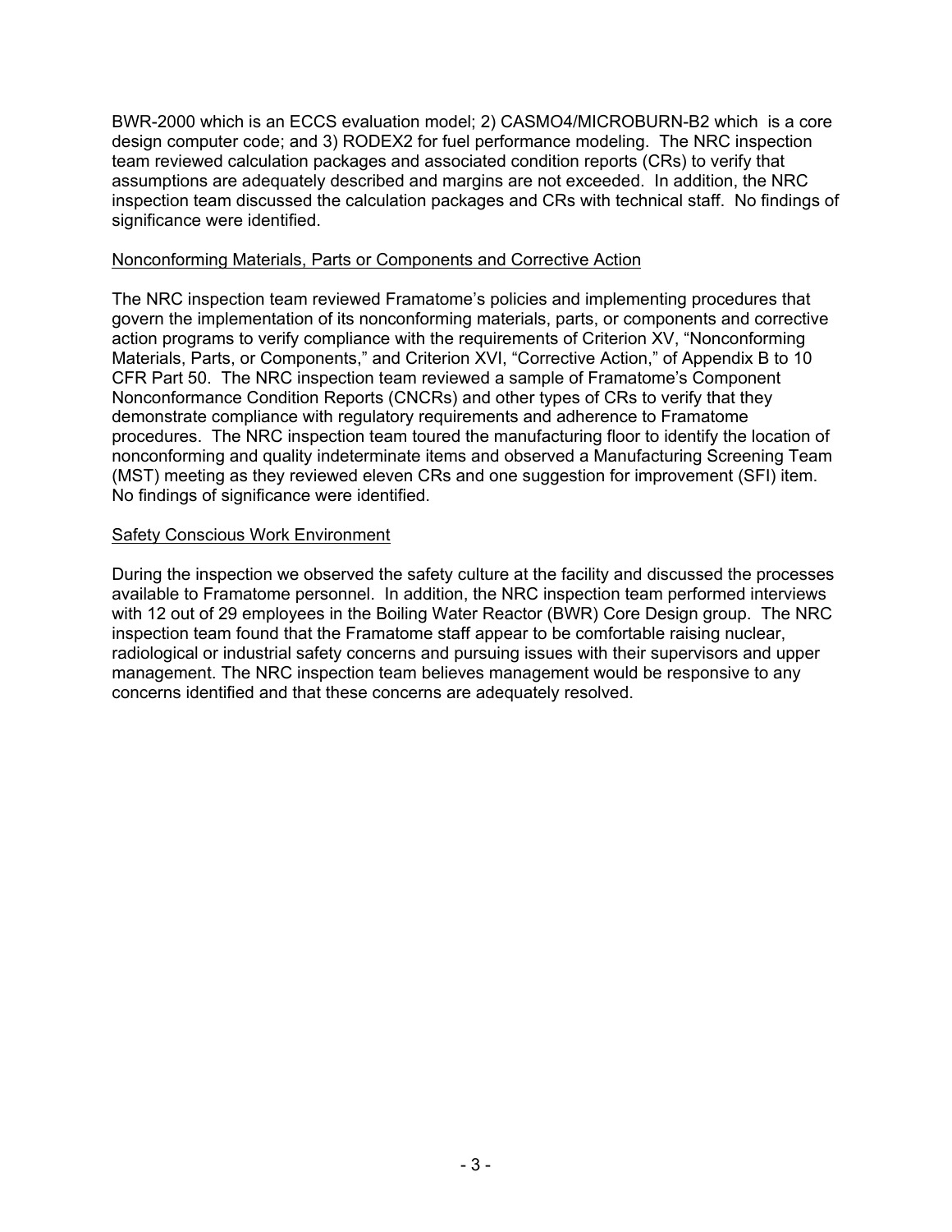BWR-2000 which is an ECCS evaluation model; 2) CASMO4/MICROBURN-B2 which is a core design computer code; and 3) RODEX2 for fuel performance modeling. The NRC inspection team reviewed calculation packages and associated condition reports (CRs) to verify that assumptions are adequately described and margins are not exceeded. In addition, the NRC inspection team discussed the calculation packages and CRs with technical staff. No findings of significance were identified.

## Nonconforming Materials, Parts or Components and Corrective Action

The NRC inspection team reviewed Framatome's policies and implementing procedures that govern the implementation of its nonconforming materials, parts, or components and corrective action programs to verify compliance with the requirements of Criterion XV, "Nonconforming Materials, Parts, or Components," and Criterion XVI, "Corrective Action," of Appendix B to 10 CFR Part 50. The NRC inspection team reviewed a sample of Framatome's Component Nonconformance Condition Reports (CNCRs) and other types of CRs to verify that they demonstrate compliance with regulatory requirements and adherence to Framatome procedures. The NRC inspection team toured the manufacturing floor to identify the location of nonconforming and quality indeterminate items and observed a Manufacturing Screening Team (MST) meeting as they reviewed eleven CRs and one suggestion for improvement (SFI) item. No findings of significance were identified.

## Safety Conscious Work Environment

During the inspection we observed the safety culture at the facility and discussed the processes available to Framatome personnel. In addition, the NRC inspection team performed interviews with 12 out of 29 employees in the Boiling Water Reactor (BWR) Core Design group. The NRC inspection team found that the Framatome staff appear to be comfortable raising nuclear, radiological or industrial safety concerns and pursuing issues with their supervisors and upper management. The NRC inspection team believes management would be responsive to any concerns identified and that these concerns are adequately resolved.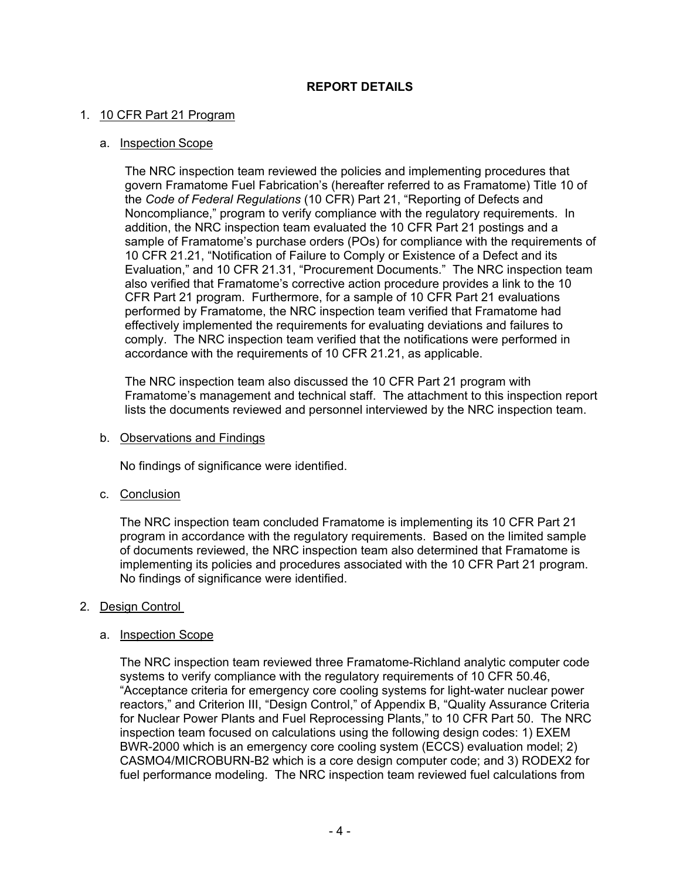# REPORT DETAILS

1. 10 CFR Part 21 Program

   a. Inspection Scope

   The NRC inspection team reviewed the policies and implementing procedures that govern Framatome Fuel Fabrication's (hereafter referred to as Framatome) Title 10 of the *Code of Federal Regulations* (10 CFR) Part 21, "Reporting of Defects and Noncompliance," program to verify compliance with the regulatory requirements. In addition, the NRC inspection team evaluated the 10 CFR Part 21 postings and a sample of Framatome's purchase orders (POs) for compliance with the requirements of 10 CFR 21.21, "Notification of Failure to Comply or Existence of a Defect and its Evaluation," and 10 CFR 21.31, "Procurement Documents." The NRC inspection team also verified that Framatome's corrective action procedure provides a link to the 10 CFR Part 21 program. Furthermore, for a sample of 10 CFR Part 21 evaluations performed by Framatome, the NRC inspection team verified that Framatome had effectively implemented the requirements for evaluating deviations and failures to comply. The NRC inspection team verified that the notifications were performed in accordance with the requirements of 10 CFR 21.21, as applicable.

   The NRC inspection team also discussed the 10 CFR Part 21 program with Framatome's management and technical staff. The attachment to this inspection report lists the documents reviewed and personnel interviewed by the NRC inspection team.

   b. Observations and Findings

   No findings of significance were identified.

   c. Conclusion

   The NRC inspection team concluded Framatome is implementing its 10 CFR Part 21 program in accordance with the regulatory requirements. Based on the limited sample of documents reviewed, the NRC inspection team also determined that Framatome is implementing its policies and procedures associated with the 10 CFR Part 21 program. No findings of significance were identified.

2. Design Control

   a. Inspection Scope

   The NRC inspection team reviewed three Framatome-Richland analytic computer code systems to verify compliance with the regulatory requirements of 10 CFR 50.46, "Acceptance criteria for emergency core cooling systems for light-water nuclear power reactors," and Criterion III, "Design Control," of Appendix B, "Quality Assurance Criteria for Nuclear Power Plants and Fuel Reprocessing Plants," to 10 CFR Part 50. The NRC inspection team focused on calculations using the following design codes: 1) EXEM BWR-2000 which is an emergency core cooling system (ECCS) evaluation model; 2) CASMO4/MICROBURN-B2 which is a core design computer code; and 3) RODEX2 for fuel performance modeling. The NRC inspection team reviewed fuel calculations from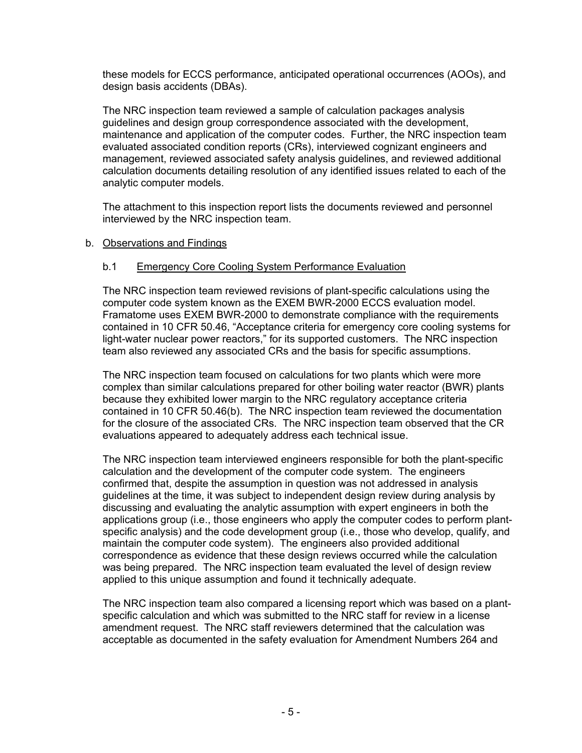these models for ECCS performance, anticipated operational occurrences (AOOs), and design basis accidents (DBAs).

The NRC inspection team reviewed a sample of calculation packages analysis guidelines and design group correspondence associated with the development, maintenance and application of the computer codes. Further, the NRC inspection team evaluated associated condition reports (CRs), interviewed cognizant engineers and management, reviewed associated safety analysis guidelines, and reviewed additional calculation documents detailing resolution of any identified issues related to each of the analytic computer models.

The attachment to this inspection report lists the documents reviewed and personnel interviewed by the NRC inspection team.

b. Observations and Findings

b.1 Emergency Core Cooling System Performance Evaluation

The NRC inspection team reviewed revisions of plant-specific calculations using the computer code system known as the EXEM BWR-2000 ECCS evaluation model. Framatome uses EXEM BWR-2000 to demonstrate compliance with the requirements contained in 10 CFR 50.46, "Acceptance criteria for emergency core cooling systems for light-water nuclear power reactors," for its supported customers. The NRC inspection team also reviewed any associated CRs and the basis for specific assumptions.

The NRC inspection team focused on calculations for two plants which were more complex than similar calculations prepared for other boiling water reactor (BWR) plants because they exhibited lower margin to the NRC regulatory acceptance criteria contained in 10 CFR 50.46(b). The NRC inspection team reviewed the documentation for the closure of the associated CRs. The NRC inspection team observed that the CR evaluations appeared to adequately address each technical issue.

The NRC inspection team interviewed engineers responsible for both the plant-specific calculation and the development of the computer code system. The engineers confirmed that, despite the assumption in question was not addressed in analysis guidelines at the time, it was subject to independent design review during analysis by discussing and evaluating the analytic assumption with expert engineers in both the applications group (i.e., those engineers who apply the computer codes to perform plant-specific analysis) and the code development group (i.e., those who develop, qualify, and maintain the computer code system). The engineers also provided additional correspondence as evidence that these design reviews occurred while the calculation was being prepared. The NRC inspection team evaluated the level of design review applied to this unique assumption and found it technically adequate.

The NRC inspection team also compared a licensing report which was based on a plant-specific calculation and which was submitted to the NRC staff for review in a license amendment request. The NRC staff reviewers determined that the calculation was acceptable as documented in the safety evaluation for Amendment Numbers 264 and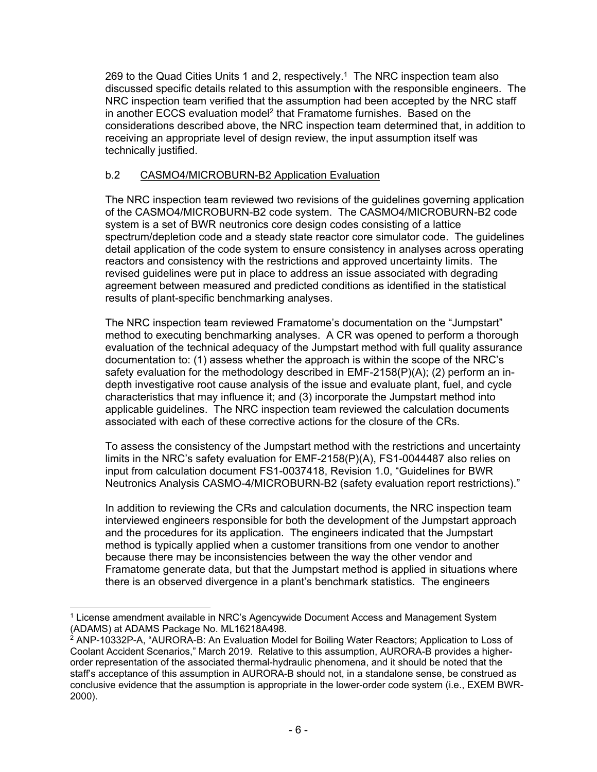269 to the Quad Cities Units 1 and 2, respectively.[1] The NRC inspection team also discussed specific details related to this assumption with the responsible engineers. The NRC inspection team verified that the assumption had been accepted by the NRC staff in another ECCS evaluation model[2] that Framatome furnishes. Based on the considerations described above, the NRC inspection team determined that, in addition to receiving an appropriate level of design review, the input assumption itself was technically justified.

b.2 CASMO4/MICROBURN-B2 Application Evaluation

The NRC inspection team reviewed two revisions of the guidelines governing application of the CASMO4/MICROBURN-B2 code system. The CASMO4/MICROBURN-B2 code system is a set of BWR neutronics core design codes consisting of a lattice spectrum/depletion code and a steady state reactor core simulator code. The guidelines detail application of the code system to ensure consistency in analyses across operating reactors and consistency with the restrictions and approved uncertainty limits. The revised guidelines were put in place to address an issue associated with degrading agreement between measured and predicted conditions as identified in the statistical results of plant-specific benchmarking analyses.

The NRC inspection team reviewed Framatome's documentation on the "Jumpstart" method to executing benchmarking analyses. A CR was opened to perform a thorough evaluation of the technical adequacy of the Jumpstart method with full quality assurance documentation to: (1) assess whether the approach is within the scope of the NRC's safety evaluation for the methodology described in EMF-2158(P)(A); (2) perform an in-depth investigative root cause analysis of the issue and evaluate plant, fuel, and cycle characteristics that may influence it; and (3) incorporate the Jumpstart method into applicable guidelines. The NRC inspection team reviewed the calculation documents associated with each of these corrective actions for the closure of the CRs.

To assess the consistency of the Jumpstart method with the restrictions and uncertainty limits in the NRC's safety evaluation for EMF-2158(P)(A), FS1-0044487 also relies on input from calculation document FS1-0037418, Revision 1.0, "Guidelines for BWR Neutronics Analysis CASMO-4/MICROBURN-B2 (safety evaluation report restrictions)."

In addition to reviewing the CRs and calculation documents, the NRC inspection team interviewed engineers responsible for both the development of the Jumpstart approach and the procedures for its application. The engineers indicated that the Jumpstart method is typically applied when a customer transitions from one vendor to another because there may be inconsistencies between the way the other vendor and Framatome generate data, but that the Jumpstart method is applied in situations where there is an observed divergence in a plant's benchmark statistics. The engineers

---

[1] License amendment available in NRC's Agencywide Document Access and Management System (ADAMS) at ADAMS Package No. ML16218A498.

[2] ANP-10332P-A, "AURORA-B: An Evaluation Model for Boiling Water Reactors; Application to Loss of Coolant Accident Scenarios," March 2019. Relative to this assumption, AURORA-B provides a higher-order representation of the associated thermal-hydraulic phenomena, and it should be noted that the staff's acceptance of this assumption in AURORA-B should not, in a standalone sense, be construed as conclusive evidence that the assumption is appropriate in the lower-order code system (i.e., EXEM BWR-2000).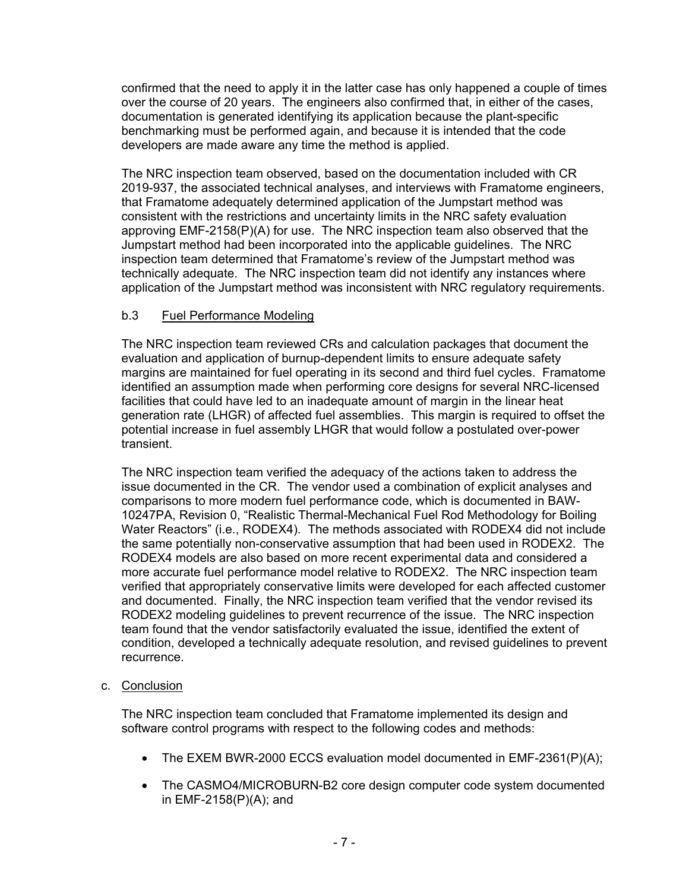confirmed that the need to apply it in the latter case has only happened a couple of times over the course of 20 years. The engineers also confirmed that, in either of the cases, documentation is generated identifying its application because the plant-specific benchmarking must be performed again, and because it is intended that the code developers are made aware any time the method is applied.

The NRC inspection team observed, based on the documentation included with CR 2019-937, the associated technical analyses, and interviews with Framatome engineers, that Framatome adequately determined application of the Jumpstart method was consistent with the restrictions and uncertainty limits in the NRC safety evaluation approving EMF-2158(P)(A) for use. The NRC inspection team also observed that the Jumpstart method had been incorporated into the applicable guidelines. The NRC inspection team determined that Framatome's review of the Jumpstart method was technically adequate. The NRC inspection team did not identify any instances where application of the Jumpstart method was inconsistent with NRC regulatory requirements.

b.3 Fuel Performance Modeling

The NRC inspection team reviewed CRs and calculation packages that document the evaluation and application of burnup-dependent limits to ensure adequate safety margins are maintained for fuel operating in its second and third fuel cycles. Framatome identified an assumption made when performing core designs for several NRC-licensed facilities that could have led to an inadequate amount of margin in the linear heat generation rate (LHGR) of affected fuel assemblies. This margin is required to offset the potential increase in fuel assembly LHGR that would follow a postulated over-power transient.

The NRC inspection team verified the adequacy of the actions taken to address the issue documented in the CR. The vendor used a combination of explicit analyses and comparisons to more modern fuel performance code, which is documented in BAW-10247PA, Revision 0, "Realistic Thermal-Mechanical Fuel Rod Methodology for Boiling Water Reactors" (i.e., RODEX4). The methods associated with RODEX4 did not include the same potentially non-conservative assumption that had been used in RODEX2. The RODEX4 models are also based on more recent experimental data and considered a more accurate fuel performance model relative to RODEX2. The NRC inspection team verified that appropriately conservative limits were developed for each affected customer and documented. Finally, the NRC inspection team verified that the vendor revised its RODEX2 modeling guidelines to prevent recurrence of the issue. The NRC inspection team found that the vendor satisfactorily evaluated the issue, identified the extent of condition, developed a technically adequate resolution, and revised guidelines to prevent recurrence.

c. Conclusion

The NRC inspection team concluded that Framatome implemented its design and software control programs with respect to the following codes and methods:

- The EXEM BWR-2000 ECCS evaluation model documented in EMF-2361(P)(A);
- The CASMO4/MICROBURN-B2 core design computer code system documented in EMF-2158(P)(A); and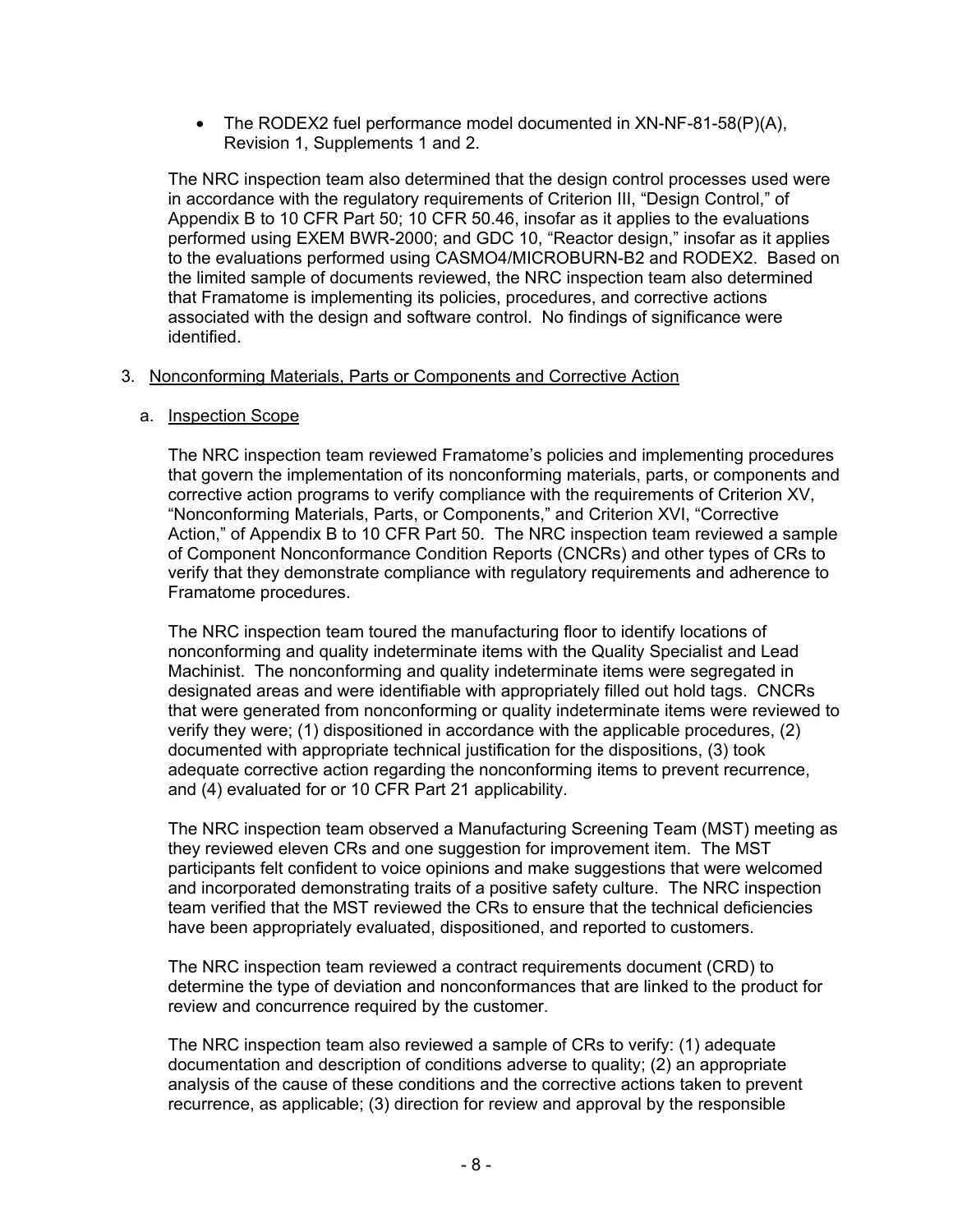- The RODEX2 fuel performance model documented in XN-NF-81-58(P)(A), Revision 1, Supplements 1 and 2.

The NRC inspection team also determined that the design control processes used were in accordance with the regulatory requirements of Criterion III, "Design Control," of Appendix B to 10 CFR Part 50; 10 CFR 50.46, insofar as it applies to the evaluations performed using EXEM BWR-2000; and GDC 10, "Reactor design," insofar as it applies to the evaluations performed using CASMO4/MICROBURN-B2 and RODEX2. Based on the limited sample of documents reviewed, the NRC inspection team also determined that Framatome is implementing its policies, procedures, and corrective actions associated with the design and software control. No findings of significance were identified.

3. Nonconforming Materials, Parts or Components and Corrective Action

   a. Inspection Scope

   The NRC inspection team reviewed Framatome's policies and implementing procedures that govern the implementation of its nonconforming materials, parts, or components and corrective action programs to verify compliance with the requirements of Criterion XV, "Nonconforming Materials, Parts, or Components," and Criterion XVI, "Corrective Action," of Appendix B to 10 CFR Part 50. The NRC inspection team reviewed a sample of Component Nonconformance Condition Reports (CNCRs) and other types of CRs to verify that they demonstrate compliance with regulatory requirements and adherence to Framatome procedures.

   The NRC inspection team toured the manufacturing floor to identify locations of nonconforming and quality indeterminate items with the Quality Specialist and Lead Machinist. The nonconforming and quality indeterminate items were segregated in designated areas and were identifiable with appropriately filled out hold tags. CNCRs that were generated from nonconforming or quality indeterminate items were reviewed to verify they were; (1) dispositioned in accordance with the applicable procedures, (2) documented with appropriate technical justification for the dispositions, (3) took adequate corrective action regarding the nonconforming items to prevent recurrence, and (4) evaluated for or 10 CFR Part 21 applicability.

   The NRC inspection team observed a Manufacturing Screening Team (MST) meeting as they reviewed eleven CRs and one suggestion for improvement item. The MST participants felt confident to voice opinions and make suggestions that were welcomed and incorporated demonstrating traits of a positive safety culture. The NRC inspection team verified that the MST reviewed the CRs to ensure that the technical deficiencies have been appropriately evaluated, dispositioned, and reported to customers.

   The NRC inspection team reviewed a contract requirements document (CRD) to determine the type of deviation and nonconformances that are linked to the product for review and concurrence required by the customer.

   The NRC inspection team also reviewed a sample of CRs to verify: (1) adequate documentation and description of conditions adverse to quality; (2) an appropriate analysis of the cause of these conditions and the corrective actions taken to prevent recurrence, as applicable; (3) direction for review and approval by the responsible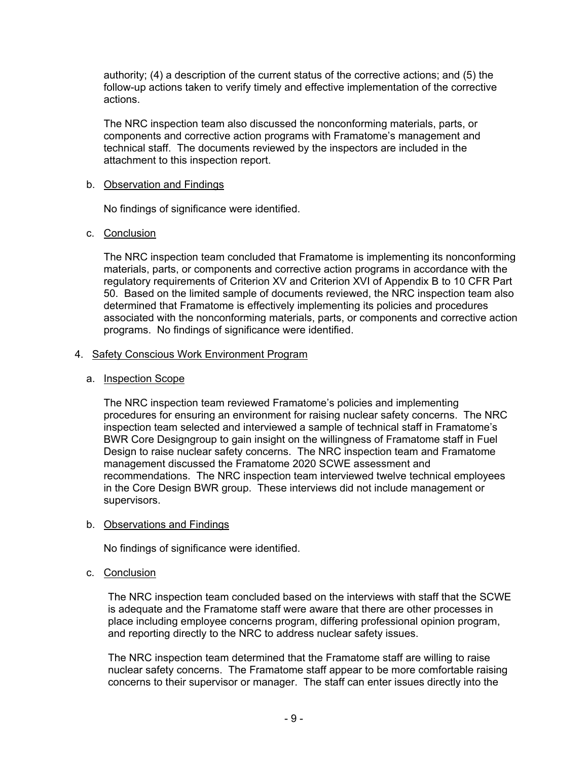authority; (4) a description of the current status of the corrective actions; and (5) the follow-up actions taken to verify timely and effective implementation of the corrective actions.

The NRC inspection team also discussed the nonconforming materials, parts, or components and corrective action programs with Framatome's management and technical staff. The documents reviewed by the inspectors are included in the attachment to this inspection report.

b. Observation and Findings

No findings of significance were identified.

c. Conclusion

The NRC inspection team concluded that Framatome is implementing its nonconforming materials, parts, or components and corrective action programs in accordance with the regulatory requirements of Criterion XV and Criterion XVI of Appendix B to 10 CFR Part 50. Based on the limited sample of documents reviewed, the NRC inspection team also determined that Framatome is effectively implementing its policies and procedures associated with the nonconforming materials, parts, or components and corrective action programs. No findings of significance were identified.

4. Safety Conscious Work Environment Program

a. Inspection Scope

The NRC inspection team reviewed Framatome's policies and implementing procedures for ensuring an environment for raising nuclear safety concerns. The NRC inspection team selected and interviewed a sample of technical staff in Framatome's BWR Core Designgroup to gain insight on the willingness of Framatome staff in Fuel Design to raise nuclear safety concerns. The NRC inspection team and Framatome management discussed the Framatome 2020 SCWE assessment and recommendations. The NRC inspection team interviewed twelve technical employees in the Core Design BWR group. These interviews did not include management or supervisors.

b. Observations and Findings

No findings of significance were identified.

c. Conclusion

The NRC inspection team concluded based on the interviews with staff that the SCWE is adequate and the Framatome staff were aware that there are other processes in place including employee concerns program, differing professional opinion program, and reporting directly to the NRC to address nuclear safety issues.

The NRC inspection team determined that the Framatome staff are willing to raise nuclear safety concerns. The Framatome staff appear to be more comfortable raising concerns to their supervisor or manager. The staff can enter issues directly into the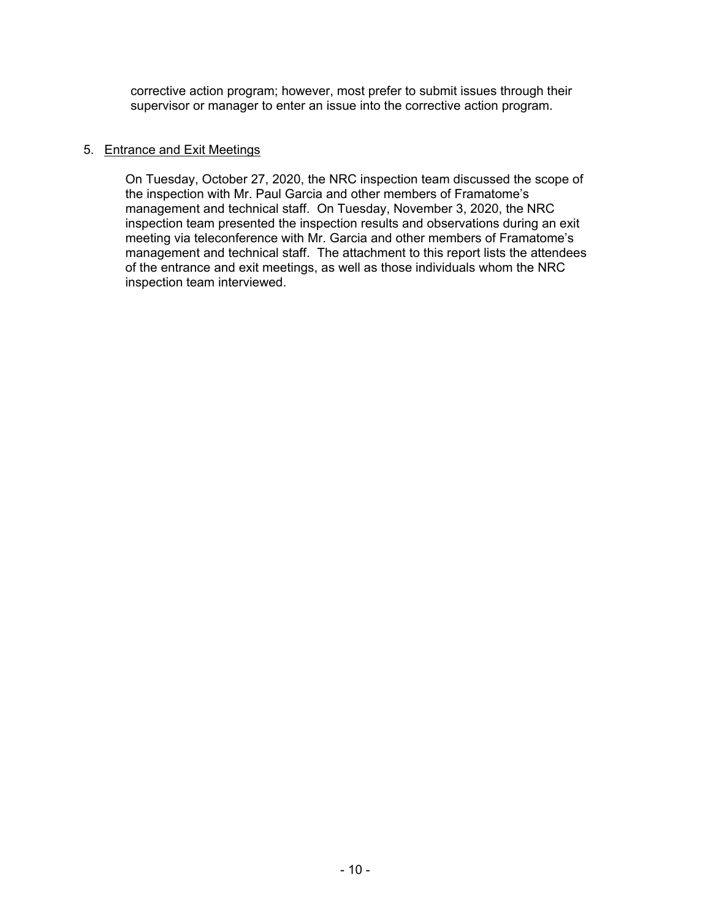corrective action program; however, most prefer to submit issues through their supervisor or manager to enter an issue into the corrective action program.

5. Entrance and Exit Meetings

   On Tuesday, October 27, 2020, the NRC inspection team discussed the scope of the inspection with Mr. Paul Garcia and other members of Framatome's management and technical staff. On Tuesday, November 3, 2020, the NRC inspection team presented the inspection results and observations during an exit meeting via teleconference with Mr. Garcia and other members of Framatome's management and technical staff. The attachment to this report lists the attendees of the entrance and exit meetings, as well as those individuals whom the NRC inspection team interviewed.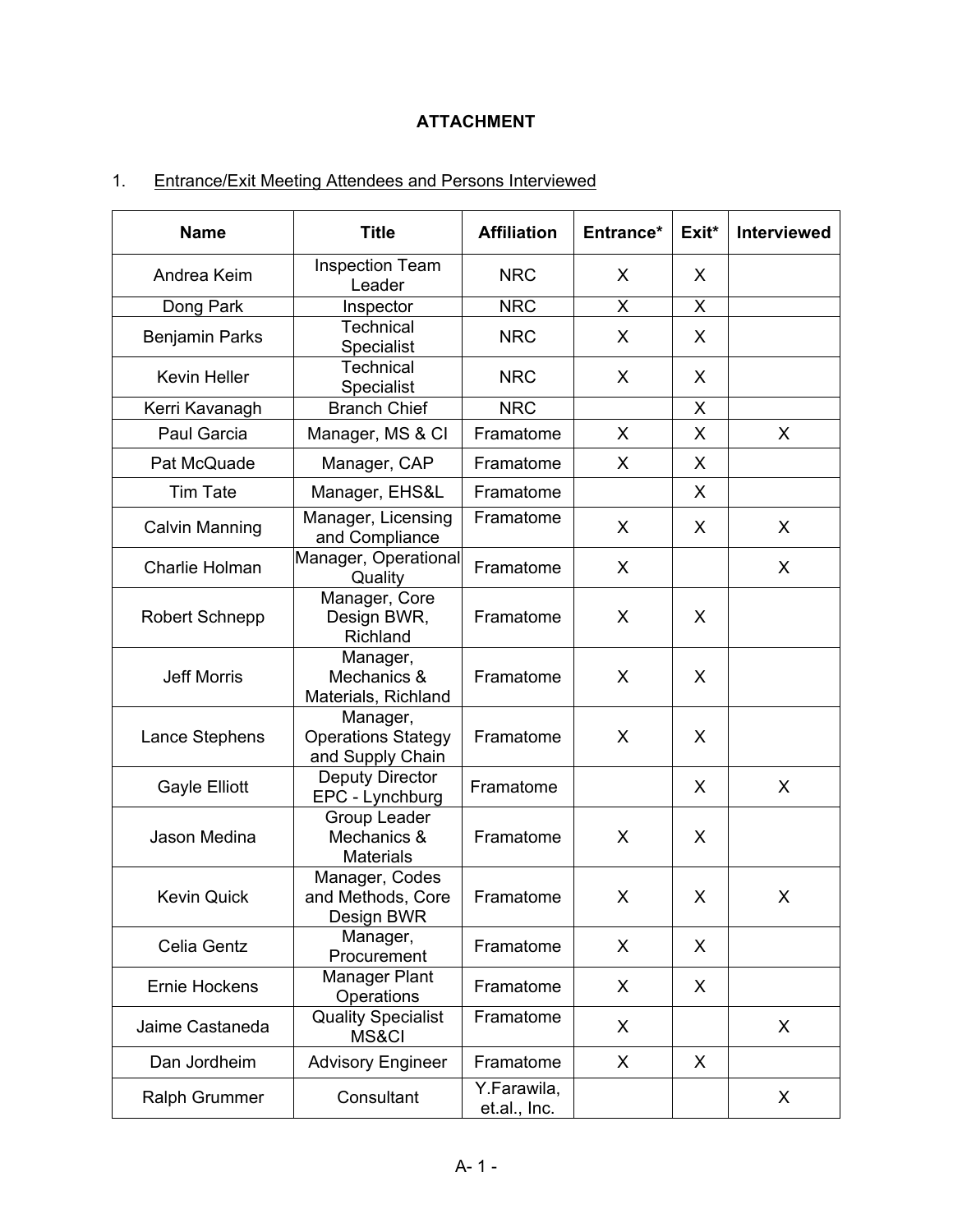**ATTACHMENT**

1. Entrance/Exit Meeting Attendees and Persons Interviewed

| Name | Title | Affiliation | Entrance* | Exit* | Interviewed |
|---|---|---|---|---|---|
| Andrea Keim | Inspection Team Leader | NRC | X | X | |
| Dong Park | Inspector | NRC | X | X | |
| Benjamin Parks | Technical Specialist | NRC | X | X | |
| Kevin Heller | Technical Specialist | NRC | X | X | |
| Kerri Kavanagh | Branch Chief | NRC | | X | |
| Paul Garcia | Manager, MS & CI | Framatome | X | X | X |
| Pat McQuade | Manager, CAP | Framatome | X | X | |
| Tim Tate | Manager, EHS&L | Framatome | | X | |
| Calvin Manning | Manager, Licensing and Compliance | Framatome | X | X | X |
| Charlie Holman | Manager, Operational Quality | Framatome | X | | X |
| Robert Schnepp | Manager, Core Design BWR, Richland | Framatome | X | X | |
| Jeff Morris | Manager, Mechanics & Materials, Richland | Framatome | X | X | |
| Lance Stephens | Manager, Operations Stategy and Supply Chain | Framatome | X | X | |
| Gayle Elliott | Deputy Director EPC - Lynchburg | Framatome | | X | X |
| Jason Medina | Group Leader Mechanics & Materials | Framatome | X | X | |
| Kevin Quick | Manager, Codes and Methods, Core Design BWR | Framatome | X | X | X |
| Celia Gentz | Manager, Procurement | Framatome | X | X | |
| Ernie Hockens | Manager Plant Operations | Framatome | X | X | |
| Jaime Castaneda | Quality Specialist MS&CI | Framatome | X | | X |
| Dan Jordheim | Advisory Engineer | Framatome | X | X | |
| Ralph Grummer | Consultant | Y.Farawila, et.al., Inc. | | | X |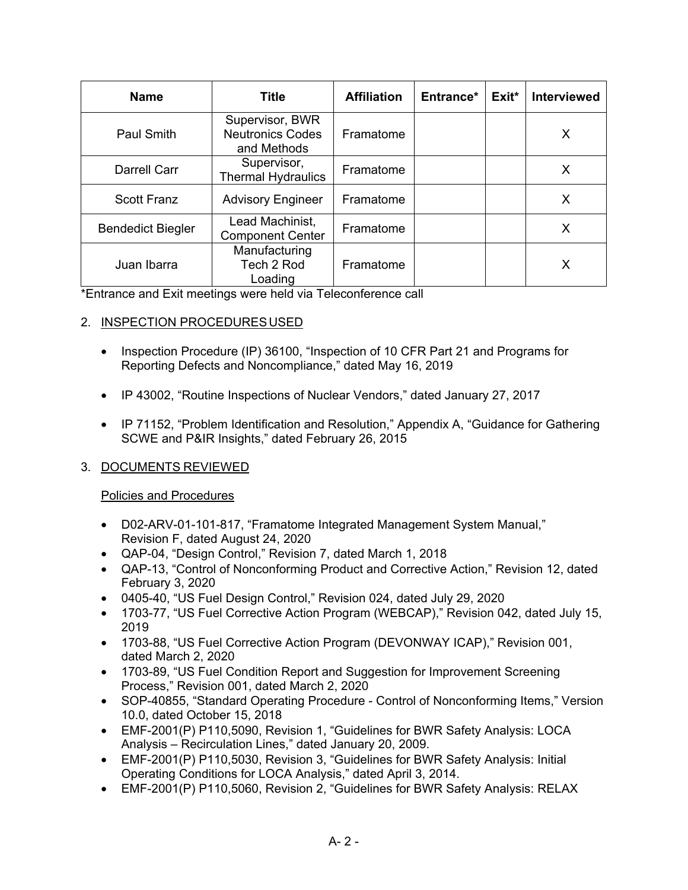| Name | Title | Affiliation | Entrance* | Exit* | Interviewed |
|---|---|---|---|---|---|
| Paul Smith | Supervisor, BWR Neutronics Codes and Methods | Framatome | | | X |
| Darrell Carr | Supervisor, Thermal Hydraulics | Framatome | | | X |
| Scott Franz | Advisory Engineer | Framatome | | | X |
| Bendedict Biegler | Lead Machinist, Component Center | Framatome | | | X |
| Juan Ibarra | Manufacturing Tech 2 Rod Loading | Framatome | | | X |

*Entrance and Exit meetings were held via Teleconference call

2. INSPECTION PROCEDURES USED

- Inspection Procedure (IP) 36100, "Inspection of 10 CFR Part 21 and Programs for Reporting Defects and Noncompliance," dated May 16, 2019
- IP 43002, "Routine Inspections of Nuclear Vendors," dated January 27, 2017
- IP 71152, "Problem Identification and Resolution," Appendix A, "Guidance for Gathering SCWE and P&IR Insights," dated February 26, 2015

3. DOCUMENTS REVIEWED

Policies and Procedures

- D02-ARV-01-101-817, "Framatome Integrated Management System Manual," Revision F, dated August 24, 2020
- QAP-04, "Design Control," Revision 7, dated March 1, 2018
- QAP-13, "Control of Nonconforming Product and Corrective Action," Revision 12, dated February 3, 2020
- 0405-40, "US Fuel Design Control," Revision 024, dated July 29, 2020
- 1703-77, "US Fuel Corrective Action Program (WEBCAP)," Revision 042, dated July 15, 2019
- 1703-88, "US Fuel Corrective Action Program (DEVONWAY ICAP)," Revision 001, dated March 2, 2020
- 1703-89, "US Fuel Condition Report and Suggestion for Improvement Screening Process," Revision 001, dated March 2, 2020
- SOP-40855, "Standard Operating Procedure - Control of Nonconforming Items," Version 10.0, dated October 15, 2018
- EMF-2001(P) P110,5090, Revision 1, "Guidelines for BWR Safety Analysis: LOCA Analysis – Recirculation Lines," dated January 20, 2009.
- EMF-2001(P) P110,5030, Revision 3, "Guidelines for BWR Safety Analysis: Initial Operating Conditions for LOCA Analysis," dated April 3, 2014.
- EMF-2001(P) P110,5060, Revision 2, "Guidelines for BWR Safety Analysis: RELAX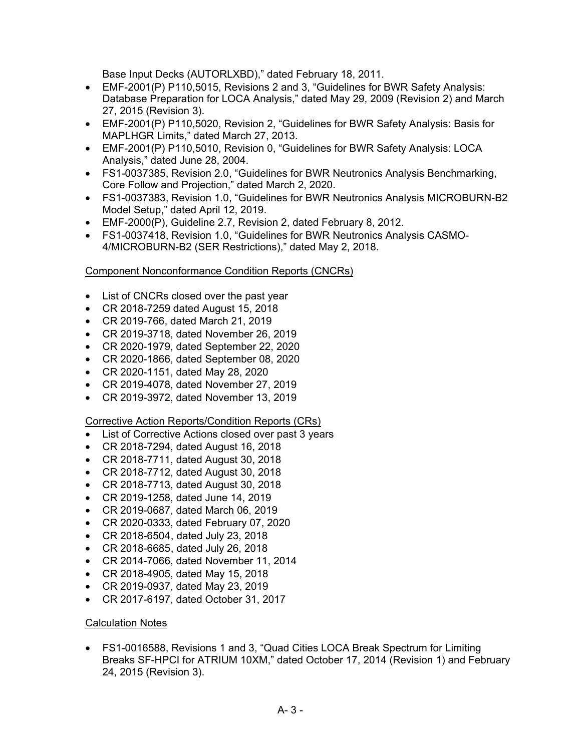Base Input Decks (AUTORLXBD)," dated February 18, 2011.

- EMF-2001(P) P110,5015, Revisions 2 and 3, "Guidelines for BWR Safety Analysis: Database Preparation for LOCA Analysis," dated May 29, 2009 (Revision 2) and March 27, 2015 (Revision 3).
- EMF-2001(P) P110,5020, Revision 2, "Guidelines for BWR Safety Analysis: Basis for MAPLHGR Limits," dated March 27, 2013.
- EMF-2001(P) P110,5010, Revision 0, "Guidelines for BWR Safety Analysis: LOCA Analysis," dated June 28, 2004.
- FS1-0037385, Revision 2.0, "Guidelines for BWR Neutronics Analysis Benchmarking, Core Follow and Projection," dated March 2, 2020.
- FS1-0037383, Revision 1.0, "Guidelines for BWR Neutronics Analysis MICROBURN-B2 Model Setup," dated April 12, 2019.
- EMF-2000(P), Guideline 2.7, Revision 2, dated February 8, 2012.
- FS1-0037418, Revision 1.0, "Guidelines for BWR Neutronics Analysis CASMO-4/MICROBURN-B2 (SER Restrictions)," dated May 2, 2018.

Component Nonconformance Condition Reports (CNCRs)

- List of CNCRs closed over the past year
- CR 2018-7259 dated August 15, 2018
- CR 2019-766, dated March 21, 2019
- CR 2019-3718, dated November 26, 2019
- CR 2020-1979, dated September 22, 2020
- CR 2020-1866, dated September 08, 2020
- CR 2020-1151, dated May 28, 2020
- CR 2019-4078, dated November 27, 2019
- CR 2019-3972, dated November 13, 2019

Corrective Action Reports/Condition Reports (CRs)

- List of Corrective Actions closed over past 3 years
- CR 2018-7294, dated August 16, 2018
- CR 2018-7711, dated August 30, 2018
- CR 2018-7712, dated August 30, 2018
- CR 2018-7713, dated August 30, 2018
- CR 2019-1258, dated June 14, 2019
- CR 2019-0687, dated March 06, 2019
- CR 2020-0333, dated February 07, 2020
- CR 2018-6504, dated July 23, 2018
- CR 2018-6685, dated July 26, 2018
- CR 2014-7066, dated November 11, 2014
- CR 2018-4905, dated May 15, 2018
- CR 2019-0937, dated May 23, 2019
- CR 2017-6197, dated October 31, 2017

Calculation Notes

- FS1-0016588, Revisions 1 and 3, "Quad Cities LOCA Break Spectrum for Limiting Breaks SF-HPCI for ATRIUM 10XM," dated October 17, 2014 (Revision 1) and February 24, 2015 (Revision 3).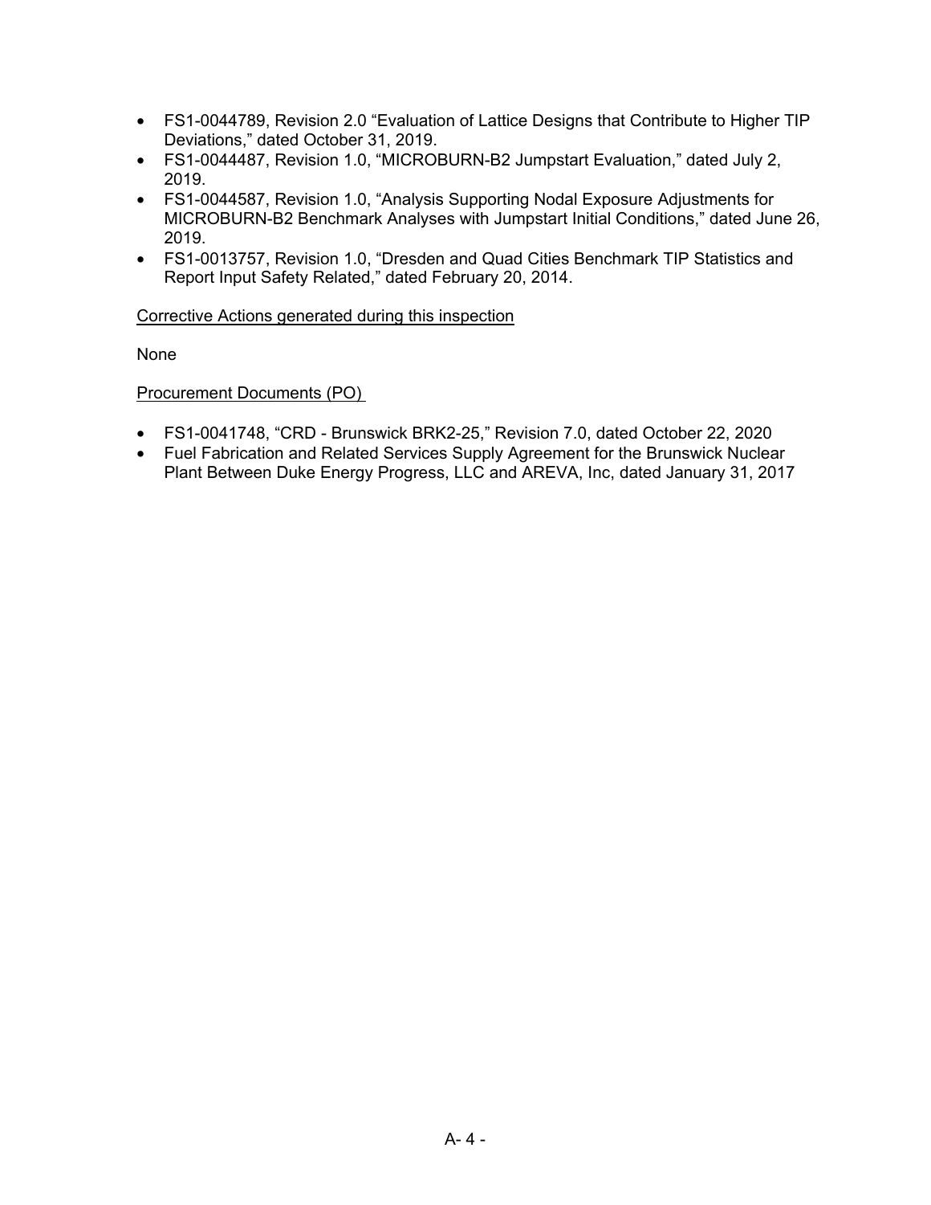- FS1-0044789, Revision 2.0 "Evaluation of Lattice Designs that Contribute to Higher TIP Deviations," dated October 31, 2019.
- FS1-0044487, Revision 1.0, "MICROBURN-B2 Jumpstart Evaluation," dated July 2, 2019.
- FS1-0044587, Revision 1.0, "Analysis Supporting Nodal Exposure Adjustments for MICROBURN-B2 Benchmark Analyses with Jumpstart Initial Conditions," dated June 26, 2019.
- FS1-0013757, Revision 1.0, "Dresden and Quad Cities Benchmark TIP Statistics and Report Input Safety Related," dated February 20, 2014.

<u>Corrective Actions generated during this inspection</u>

None

<u>Procurement Documents (PO)</u>

- FS1-0041748, "CRD - Brunswick BRK2-25," Revision 7.0, dated October 22, 2020
- Fuel Fabrication and Related Services Supply Agreement for the Brunswick Nuclear Plant Between Duke Energy Progress, LLC and AREVA, Inc, dated January 31, 2017